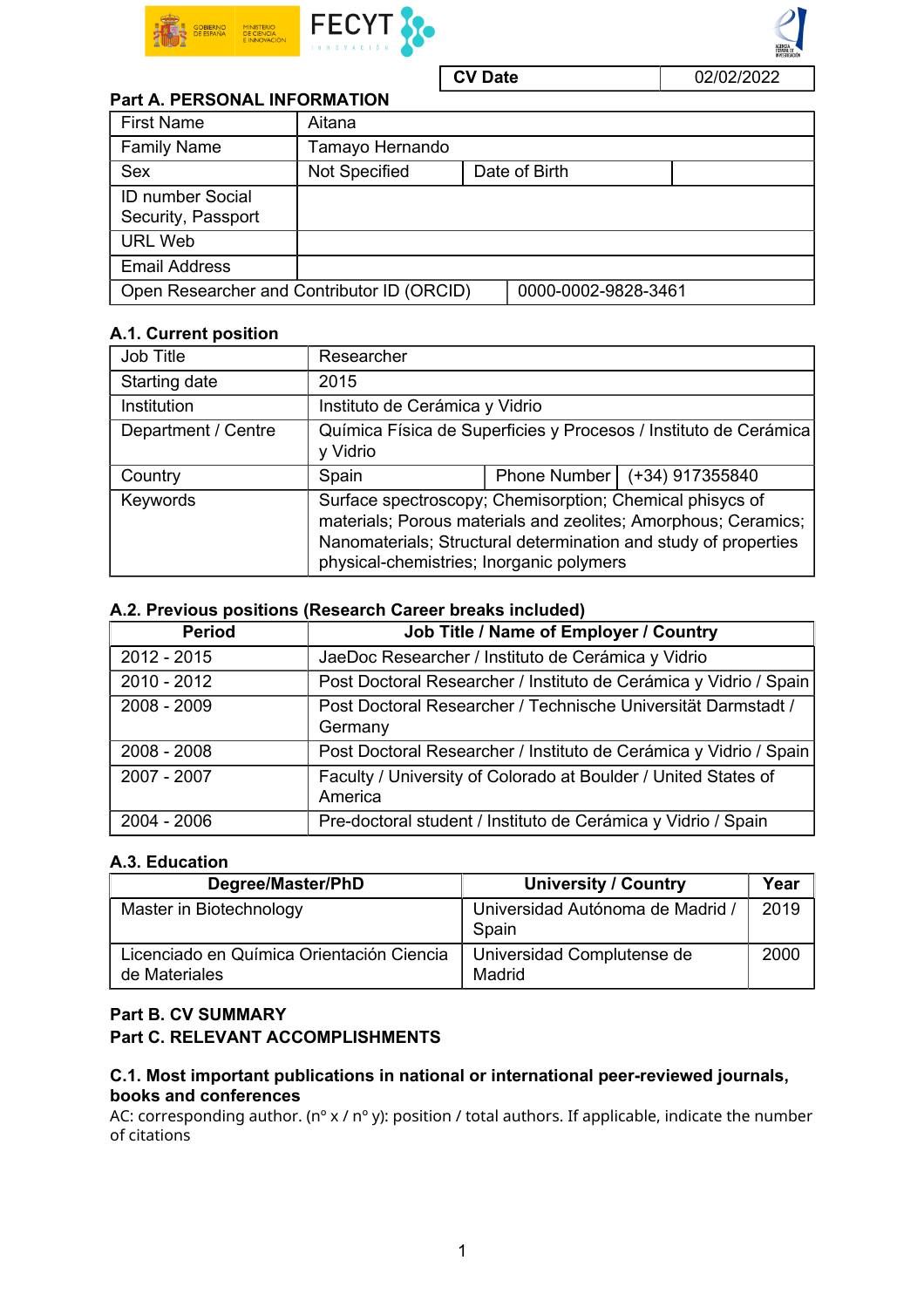| CV Date | 02/02/2022 |
|---|---|

## Part A. PERSONAL INFORMATION

| First Name | Aitana | | |
|---|---|---|---|
| Family Name | Tamayo Hernando | | |
| Sex | Not Specified | Date of Birth | |
| ID number Social Security, Passport | | | |
| URL Web | | | |
| Email Address | | | |
| Open Researcher and Contributor ID (ORCID) | | 0000-0002-9828-3461 | |

### A.1. Current position

| Job Title | Researcher | | |
|---|---|---|---|
| Starting date | 2015 | | |
| Institution | Instituto de Cerámica y Vidrio | | |
| Department / Centre | Química Física de Superficies y Procesos / Instituto de Cerámica y Vidrio | | |
| Country | Spain | Phone Number | (+34) 917355840 |
| Keywords | Surface spectroscopy; Chemisorption; Chemical phisycs of materials; Porous materials and zeolites; Amorphous; Ceramics; Nanomaterials; Structural determination and study of properties physical-chemistries; Inorganic polymers | | |

### A.2. Previous positions (Research Career breaks included)

| Period | Job Title / Name of Employer / Country |
|---|---|
| 2012 - 2015 | JaeDoc Researcher / Instituto de Cerámica y Vidrio |
| 2010 - 2012 | Post Doctoral Researcher / Instituto de Cerámica y Vidrio / Spain |
| 2008 - 2009 | Post Doctoral Researcher / Technische Universität Darmstadt / Germany |
| 2008 - 2008 | Post Doctoral Researcher / Instituto de Cerámica y Vidrio / Spain |
| 2007 - 2007 | Faculty / University of Colorado at Boulder / United States of America |
| 2004 - 2006 | Pre-doctoral student / Instituto de Cerámica y Vidrio / Spain |

### A.3. Education

| Degree/Master/PhD | University / Country | Year |
|---|---|---|
| Master in Biotechnology | Universidad Autónoma de Madrid / Spain | 2019 |
| Licenciado en Química Orientación Ciencia de Materiales | Universidad Complutense de Madrid | 2000 |

## Part B. CV SUMMARY

## Part C. RELEVANT ACCOMPLISHMENTS

### C.1. Most important publications in national or international peer-reviewed journals, books and conferences

AC: corresponding author. (nº x / nº y): position / total authors. If applicable, indicate the number of citations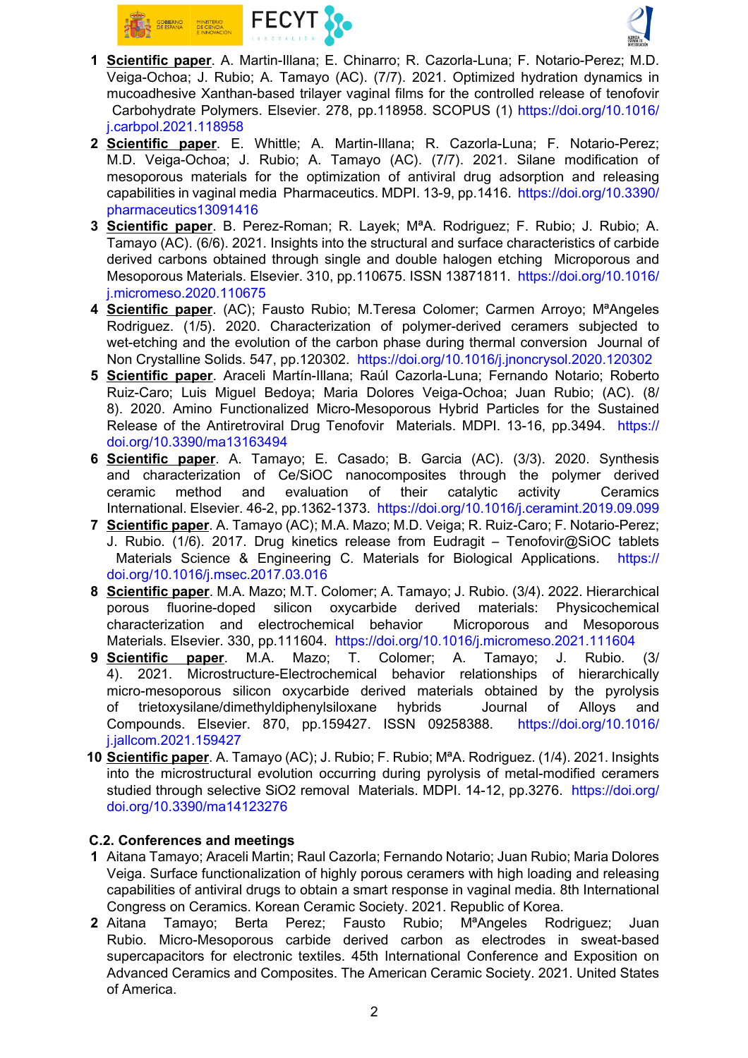1. **Scientific paper**. A. Martin-Illana; E. Chinarro; R. Cazorla-Luna; F. Notario-Perez; M.D. Veiga-Ochoa; J. Rubio; A. Tamayo (AC). (7/7). 2021. Optimized hydration dynamics in mucoadhesive Xanthan-based trilayer vaginal films for the controlled release of tenofovir Carbohydrate Polymers. Elsevier. 278, pp.118958. SCOPUS (1) https://doi.org/10.1016/j.carbpol.2021.118958
2. **Scientific paper**. E. Whittle; A. Martin-Illana; R. Cazorla-Luna; F. Notario-Perez; M.D. Veiga-Ochoa; J. Rubio; A. Tamayo (AC). (7/7). 2021. Silane modification of mesoporous materials for the optimization of antiviral drug adsorption and releasing capabilities in vaginal media Pharmaceutics. MDPI. 13-9, pp.1416. https://doi.org/10.3390/pharmaceutics13091416
3. **Scientific paper**. B. Perez-Roman; R. Layek; MªA. Rodriguez; F. Rubio; J. Rubio; A. Tamayo (AC). (6/6). 2021. Insights into the structural and surface characteristics of carbide derived carbons obtained through single and double halogen etching Microporous and Mesoporous Materials. Elsevier. 310, pp.110675. ISSN 13871811. https://doi.org/10.1016/j.micromeso.2020.110675
4. **Scientific paper**. (AC); Fausto Rubio; M.Teresa Colomer; Carmen Arroyo; MªAngeles Rodriguez. (1/5). 2020. Characterization of polymer-derived ceramers subjected to wet-etching and the evolution of the carbon phase during thermal conversion Journal of Non Crystalline Solids. 547, pp.120302. https://doi.org/10.1016/j.jnoncrysol.2020.120302
5. **Scientific paper**. Araceli Martín-Illana; Raúl Cazorla-Luna; Fernando Notario; Roberto Ruiz-Caro; Luis Miguel Bedoya; Maria Dolores Veiga-Ochoa; Juan Rubio; (AC). (8/8). 2020. Amino Functionalized Micro-Mesoporous Hybrid Particles for the Sustained Release of the Antiretroviral Drug Tenofovir Materials. MDPI. 13-16, pp.3494. https://doi.org/10.3390/ma13163494
6. **Scientific paper**. A. Tamayo; E. Casado; B. Garcia (AC). (3/3). 2020. Synthesis and characterization of Ce/SiOC nanocomposites through the polymer derived ceramic method and evaluation of their catalytic activity Ceramics International. Elsevier. 46-2, pp.1362-1373. https://doi.org/10.1016/j.ceramint.2019.09.099
7. **Scientific paper**. A. Tamayo (AC); M.A. Mazo; M.D. Veiga; R. Ruiz-Caro; F. Notario-Perez; J. Rubio. (1/6). 2017. Drug kinetics release from Eudragit – Tenofovir@SiOC tablets Materials Science & Engineering C. Materials for Biological Applications. https://doi.org/10.1016/j.msec.2017.03.016
8. **Scientific paper**. M.A. Mazo; M.T. Colomer; A. Tamayo; J. Rubio. (3/4). 2022. Hierarchical porous fluorine-doped silicon oxycarbide derived materials: Physicochemical characterization and electrochemical behavior Microporous and Mesoporous Materials. Elsevier. 330, pp.111604. https://doi.org/10.1016/j.micromeso.2021.111604
9. **Scientific paper**. M.A. Mazo; T. Colomer; A. Tamayo; J. Rubio. (3/4). 2021. Microstructure-Electrochemical behavior relationships of hierarchically micro-mesoporous silicon oxycarbide derived materials obtained by the pyrolysis of trietoxysilane/dimethyldiphenylsiloxane hybrids Journal of Alloys and Compounds. Elsevier. 870, pp.159427. ISSN 09258388. https://doi.org/10.1016/j.jallcom.2021.159427
10. **Scientific paper**. A. Tamayo (AC); J. Rubio; F. Rubio; MªA. Rodriguez. (1/4). 2021. Insights into the microstructural evolution occurring during pyrolysis of metal-modified ceramers studied through selective SiO2 removal Materials. MDPI. 14-12, pp.3276. https://doi.org/10.3390/ma14123276

### C.2. Conferences and meetings

1. Aitana Tamayo; Araceli Martin; Raul Cazorla; Fernando Notario; Juan Rubio; Maria Dolores Veiga. Surface functionalization of highly porous ceramers with high loading and releasing capabilities of antiviral drugs to obtain a smart response in vaginal media. 8th International Congress on Ceramics. Korean Ceramic Society. 2021. Republic of Korea.
2. Aitana Tamayo; Berta Perez; Fausto Rubio; MªAngeles Rodriguez; Juan Rubio. Micro-Mesoporous carbide derived carbon as electrodes in sweat-based supercapacitors for electronic textiles. 45th International Conference and Exposition on Advanced Ceramics and Composites. The American Ceramic Society. 2021. United States of America.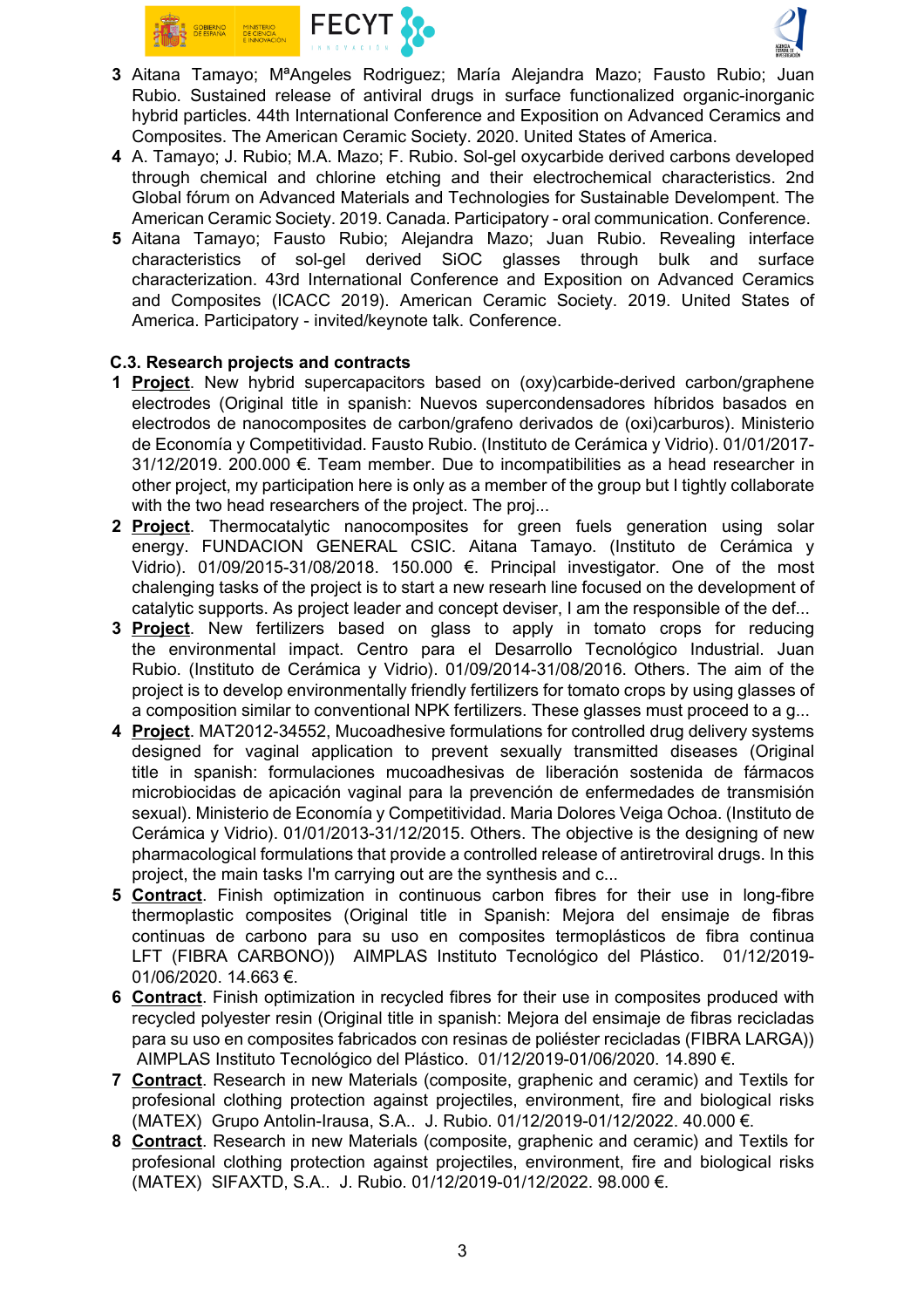3 Aitana Tamayo; MªAngeles Rodriguez; María Alejandra Mazo; Fausto Rubio; Juan Rubio. Sustained release of antiviral drugs in surface functionalized organic-inorganic hybrid particles. 44th International Conference and Exposition on Advanced Ceramics and Composites. The American Ceramic Society. 2020. United States of America.

4 A. Tamayo; J. Rubio; M.A. Mazo; F. Rubio. Sol-gel oxycarbide derived carbons developed through chemical and chlorine etching and their electrochemical characteristics. 2nd Global fórum on Advanced Materials and Technologies for Sustainable Development. The American Ceramic Society. 2019. Canada. Participatory - oral communication. Conference.

5 Aitana Tamayo; Fausto Rubio; Alejandra Mazo; Juan Rubio. Revealing interface characteristics of sol-gel derived SiOC glasses through bulk and surface characterization. 43rd International Conference and Exposition on Advanced Ceramics and Composites (ICACC 2019). American Ceramic Society. 2019. United States of America. Participatory - invited/keynote talk. Conference.

### C.3. Research projects and contracts

1 **Project**. New hybrid supercapacitors based on (oxy)carbide-derived carbon/graphene electrodes (Original title in spanish: Nuevos supercondensadores híbridos basados en electrodos de nanocomposites de carbon/grafeno derivados de (oxi)carburos). Ministerio de Economía y Competitividad. Fausto Rubio. (Instituto de Cerámica y Vidrio). 01/01/2017-31/12/2019. 200.000 €. Team member. Due to incompatibilities as a head researcher in other project, my participation here is only as a member of the group but I tightly collaborate with the two head researchers of the project. The proj...

2 **Project**. Thermocatalytic nanocomposites for green fuels generation using solar energy. FUNDACION GENERAL CSIC. Aitana Tamayo. (Instituto de Cerámica y Vidrio). 01/09/2015-31/08/2018. 150.000 €. Principal investigator. One of the most chalenging tasks of the project is to start a new researh line focused on the development of catalytic supports. As project leader and concept deviser, I am the responsible of the def...

3 **Project**. New fertilizers based on glass to apply in tomato crops for reducing the environmental impact. Centro para el Desarrollo Tecnológico Industrial. Juan Rubio. (Instituto de Cerámica y Vidrio). 01/09/2014-31/08/2016. Others. The aim of the project is to develop environmentally friendly fertilizers for tomato crops by using glasses of a composition similar to conventional NPK fertilizers. These glasses must proceed to a g...

4 **Project**. MAT2012-34552, Mucoadhesive formulations for controlled drug delivery systems designed for vaginal application to prevent sexually transmitted diseases (Original title in spanish: formulaciones mucoadhesivas de liberación sostenida de fármacos microbiocidas de apicación vaginal para la prevención de enfermedades de transmisión sexual). Ministerio de Economía y Competitividad. Maria Dolores Veiga Ochoa. (Instituto de Cerámica y Vidrio). 01/01/2013-31/12/2015. Others. The objective is the designing of new pharmacological formulations that provide a controlled release of antiretroviral drugs. In this project, the main tasks I'm carrying out are the synthesis and c...

5 **Contract**. Finish optimization in continuous carbon fibres for their use in long-fibre thermoplastic composites (Original title in Spanish: Mejora del ensimaje de fibras continuas de carbono para su uso en composites termoplásticos de fibra continua LFT (FIBRA CARBONO)) AIMPLAS Instituto Tecnológico del Plástico. 01/12/2019-01/06/2020. 14.663 €.

6 **Contract**. Finish optimization in recycled fibres for their use in composites produced with recycled polyester resin (Original title in spanish: Mejora del ensimaje de fibras recicladas para su uso en composites fabricados con resinas de poliéster recicladas (FIBRA LARGA)) AIMPLAS Instituto Tecnológico del Plástico. 01/12/2019-01/06/2020. 14.890 €.

7 **Contract**. Research in new Materials (composite, graphenic and ceramic) and Textils for profesional clothing protection against projectiles, environment, fire and biological risks (MATEX) Grupo Antolin-Irausa, S.A.. J. Rubio. 01/12/2019-01/12/2022. 40.000 €.

8 **Contract**. Research in new Materials (composite, graphenic and ceramic) and Textils for profesional clothing protection against projectiles, environment, fire and biological risks (MATEX) SIFAXTD, S.A.. J. Rubio. 01/12/2019-01/12/2022. 98.000 €.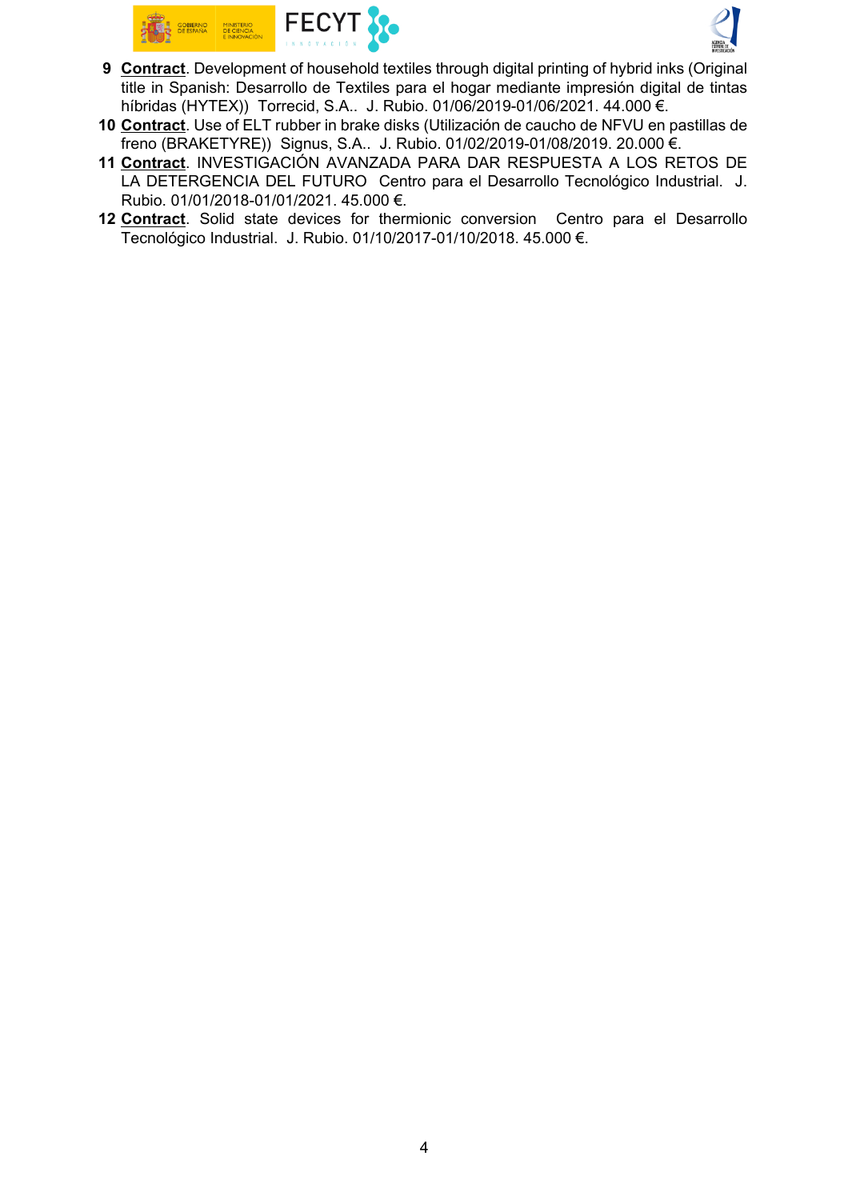9 **Contract**. Development of household textiles through digital printing of hybrid inks (Original title in Spanish: Desarrollo de Textiles para el hogar mediante impresión digital de tintas híbridas (HYTEX))  Torrecid, S.A..  J. Rubio. 01/06/2019-01/06/2021. 44.000 €.

10 **Contract**. Use of ELT rubber in brake disks (Utilización de caucho de NFVU en pastillas de freno (BRAKETYRE))  Signus, S.A..  J. Rubio. 01/02/2019-01/08/2019. 20.000 €.

11 **Contract**. INVESTIGACIÓN AVANZADA PARA DAR RESPUESTA A LOS RETOS DE LA DETERGENCIA DEL FUTURO  Centro para el Desarrollo Tecnológico Industrial.  J. Rubio. 01/01/2018-01/01/2021. 45.000 €.

12 **Contract**. Solid state devices for thermionic conversion  Centro para el Desarrollo Tecnológico Industrial.  J. Rubio. 01/10/2017-01/10/2018. 45.000 €.